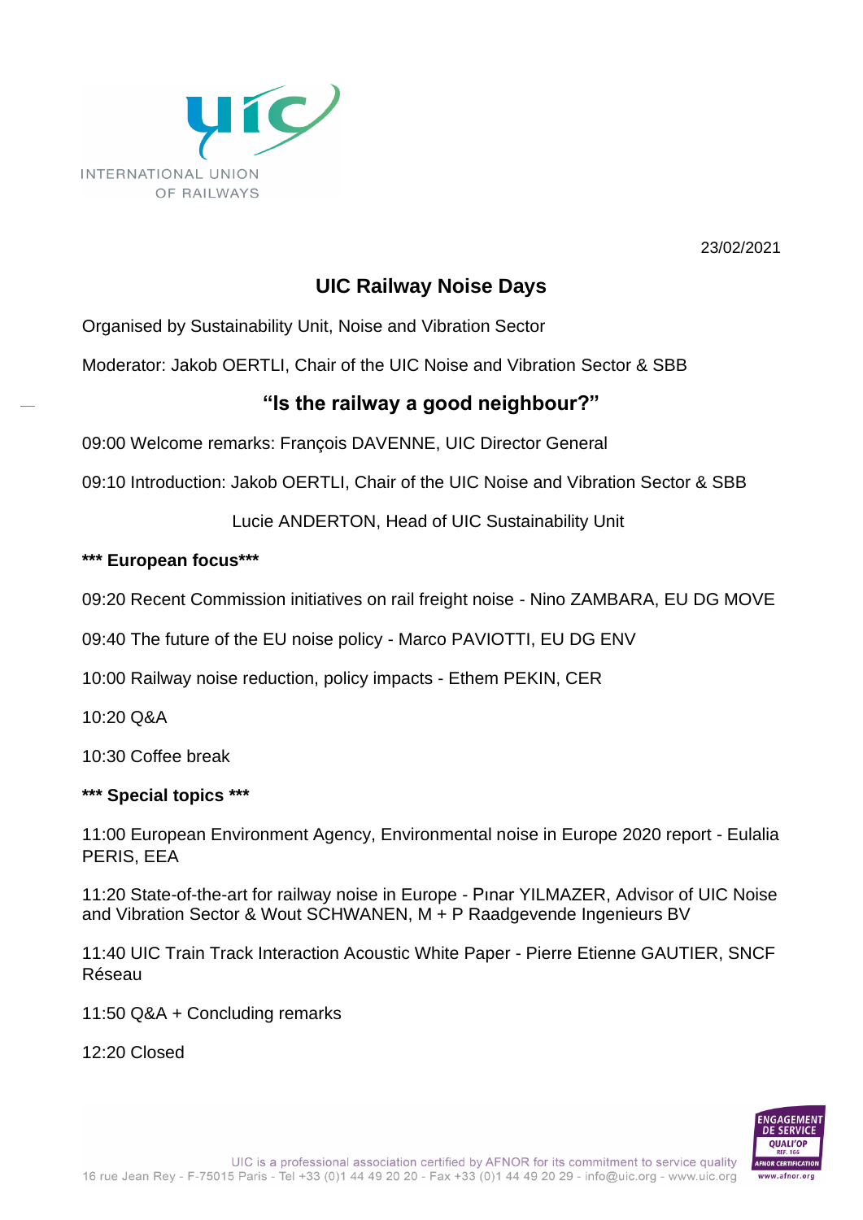23/02/2021

# UIC Railway Noise Days

Organised by Sustainability Unit, Noise and Vibration Sector

Moderator: Jakob OERTLI, Chair of the UIC Noise and Vibration Sector & SBB

## "Is the railway a good neighbour?"

09:00 Welcome remarks: François DAVENNE, UIC Director General

09:10 Introduction: Jakob OERTLI, Chair of the UIC Noise and Vibration Sector & SBB

Lucie ANDERTON, Head of UIC Sustainability Unit

**\*\*\* European focus\*\*\***

09:20 Recent Commission initiatives on rail freight noise - Nino ZAMBARA, EU DG MOVE

09:40 The future of the EU noise policy - Marco PAVIOTTI, EU DG ENV

10:00 Railway noise reduction, policy impacts - Ethem PEKIN, CER

10:20 Q&A

10:30 Coffee break

**\*\*\* Special topics \*\*\***

11:00 European Environment Agency, Environmental noise in Europe 2020 report - Eulalia PERIS, EEA

11:20 State-of-the-art for railway noise in Europe - Pınar YILMAZER, Advisor of UIC Noise and Vibration Sector & Wout SCHWANEN, M + P Raadgevende Ingenieurs BV

11:40 UIC Train Track Interaction Acoustic White Paper - Pierre Etienne GAUTIER, SNCF Réseau

11:50 Q&A + Concluding remarks

12:20 Closed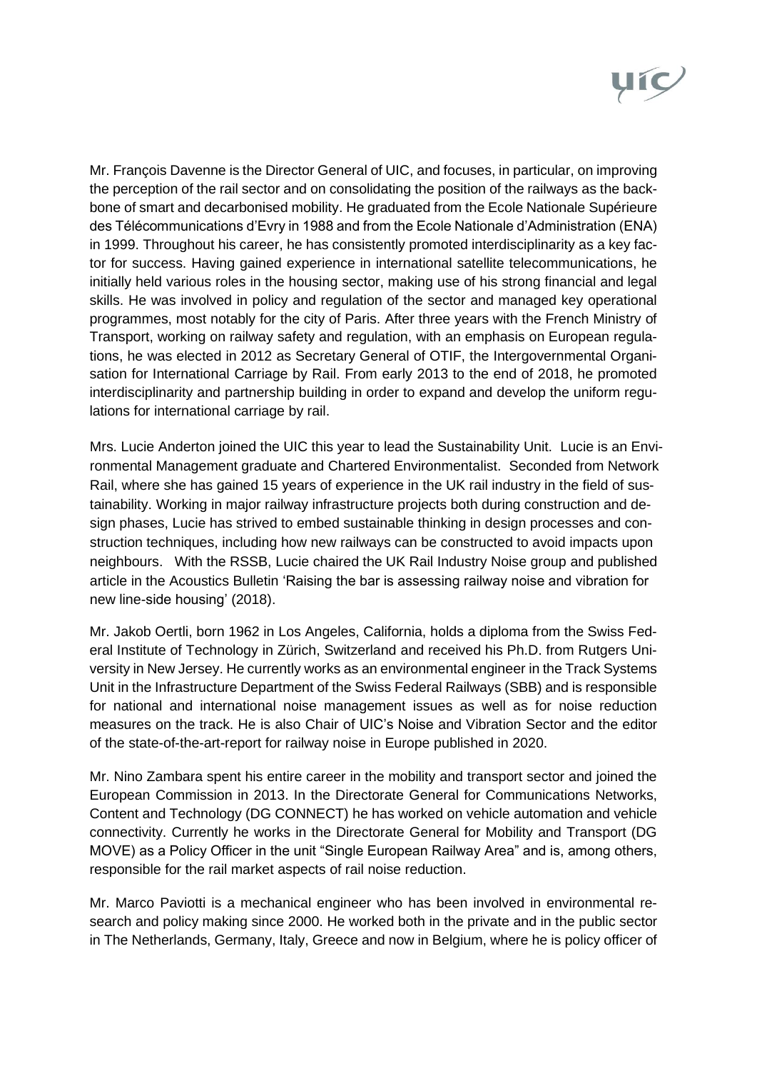Mr. François Davenne is the Director General of UIC, and focuses, in particular, on improving the perception of the rail sector and on consolidating the position of the railways as the backbone of smart and decarbonised mobility. He graduated from the Ecole Nationale Supérieure des Télécommunications d'Evry in 1988 and from the Ecole Nationale d'Administration (ENA) in 1999. Throughout his career, he has consistently promoted interdisciplinarity as a key factor for success. Having gained experience in international satellite telecommunications, he initially held various roles in the housing sector, making use of his strong financial and legal skills. He was involved in policy and regulation of the sector and managed key operational programmes, most notably for the city of Paris. After three years with the French Ministry of Transport, working on railway safety and regulation, with an emphasis on European regulations, he was elected in 2012 as Secretary General of OTIF, the Intergovernmental Organisation for International Carriage by Rail. From early 2013 to the end of 2018, he promoted interdisciplinarity and partnership building in order to expand and develop the uniform regulations for international carriage by rail.

Mrs. Lucie Anderton joined the UIC this year to lead the Sustainability Unit. Lucie is an Environmental Management graduate and Chartered Environmentalist. Seconded from Network Rail, where she has gained 15 years of experience in the UK rail industry in the field of sustainability. Working in major railway infrastructure projects both during construction and design phases, Lucie has strived to embed sustainable thinking in design processes and construction techniques, including how new railways can be constructed to avoid impacts upon neighbours. With the RSSB, Lucie chaired the UK Rail Industry Noise group and published article in the Acoustics Bulletin 'Raising the bar is assessing railway noise and vibration for new line-side housing' (2018).

Mr. Jakob Oertli, born 1962 in Los Angeles, California, holds a diploma from the Swiss Federal Institute of Technology in Zürich, Switzerland and received his Ph.D. from Rutgers University in New Jersey. He currently works as an environmental engineer in the Track Systems Unit in the Infrastructure Department of the Swiss Federal Railways (SBB) and is responsible for national and international noise management issues as well as for noise reduction measures on the track. He is also Chair of UIC's Noise and Vibration Sector and the editor of the state-of-the-art-report for railway noise in Europe published in 2020.

Mr. Nino Zambara spent his entire career in the mobility and transport sector and joined the European Commission in 2013. In the Directorate General for Communications Networks, Content and Technology (DG CONNECT) he has worked on vehicle automation and vehicle connectivity. Currently he works in the Directorate General for Mobility and Transport (DG MOVE) as a Policy Officer in the unit "Single European Railway Area" and is, among others, responsible for the rail market aspects of rail noise reduction.

Mr. Marco Paviotti is a mechanical engineer who has been involved in environmental research and policy making since 2000. He worked both in the private and in the public sector in The Netherlands, Germany, Italy, Greece and now in Belgium, where he is policy officer of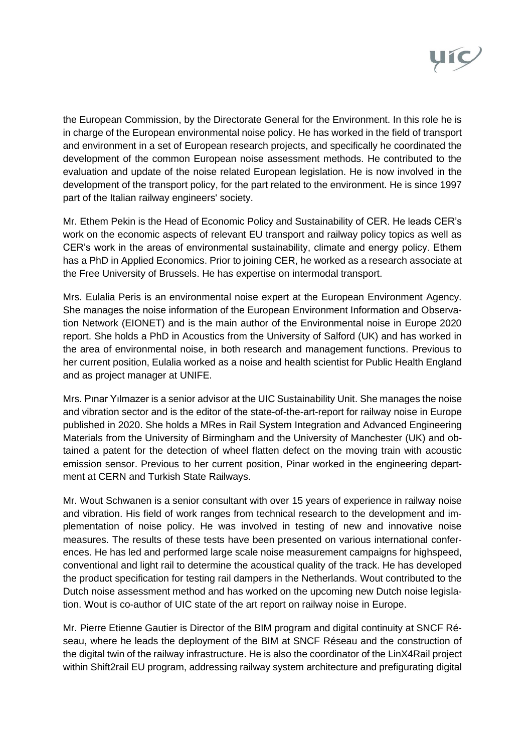the European Commission, by the Directorate General for the Environment. In this role he is in charge of the European environmental noise policy. He has worked in the field of transport and environment in a set of European research projects, and specifically he coordinated the development of the common European noise assessment methods. He contributed to the evaluation and update of the noise related European legislation. He is now involved in the development of the transport policy, for the part related to the environment. He is since 1997 part of the Italian railway engineers' society.

Mr. Ethem Pekin is the Head of Economic Policy and Sustainability of CER. He leads CER's work on the economic aspects of relevant EU transport and railway policy topics as well as CER's work in the areas of environmental sustainability, climate and energy policy. Ethem has a PhD in Applied Economics. Prior to joining CER, he worked as a research associate at the Free University of Brussels. He has expertise on intermodal transport.

Mrs. Eulalia Peris is an environmental noise expert at the European Environment Agency. She manages the noise information of the European Environment Information and Observation Network (EIONET) and is the main author of the Environmental noise in Europe 2020 report. She holds a PhD in Acoustics from the University of Salford (UK) and has worked in the area of environmental noise, in both research and management functions. Previous to her current position, Eulalia worked as a noise and health scientist for Public Health England and as project manager at UNIFE.

Mrs. Pınar Yılmazer is a senior advisor at the UIC Sustainability Unit. She manages the noise and vibration sector and is the editor of the state-of-the-art-report for railway noise in Europe published in 2020. She holds a MRes in Rail System Integration and Advanced Engineering Materials from the University of Birmingham and the University of Manchester (UK) and obtained a patent for the detection of wheel flatten defect on the moving train with acoustic emission sensor. Previous to her current position, Pinar worked in the engineering department at CERN and Turkish State Railways.

Mr. Wout Schwanen is a senior consultant with over 15 years of experience in railway noise and vibration. His field of work ranges from technical research to the development and implementation of noise policy. He was involved in testing of new and innovative noise measures. The results of these tests have been presented on various international conferences. He has led and performed large scale noise measurement campaigns for highspeed, conventional and light rail to determine the acoustical quality of the track. He has developed the product specification for testing rail dampers in the Netherlands. Wout contributed to the Dutch noise assessment method and has worked on the upcoming new Dutch noise legislation. Wout is co-author of UIC state of the art report on railway noise in Europe.

Mr. Pierre Etienne Gautier is Director of the BIM program and digital continuity at SNCF Réseau, where he leads the deployment of the BIM at SNCF Réseau and the construction of the digital twin of the railway infrastructure. He is also the coordinator of the LinX4Rail project within Shift2rail EU program, addressing railway system architecture and prefigurating digital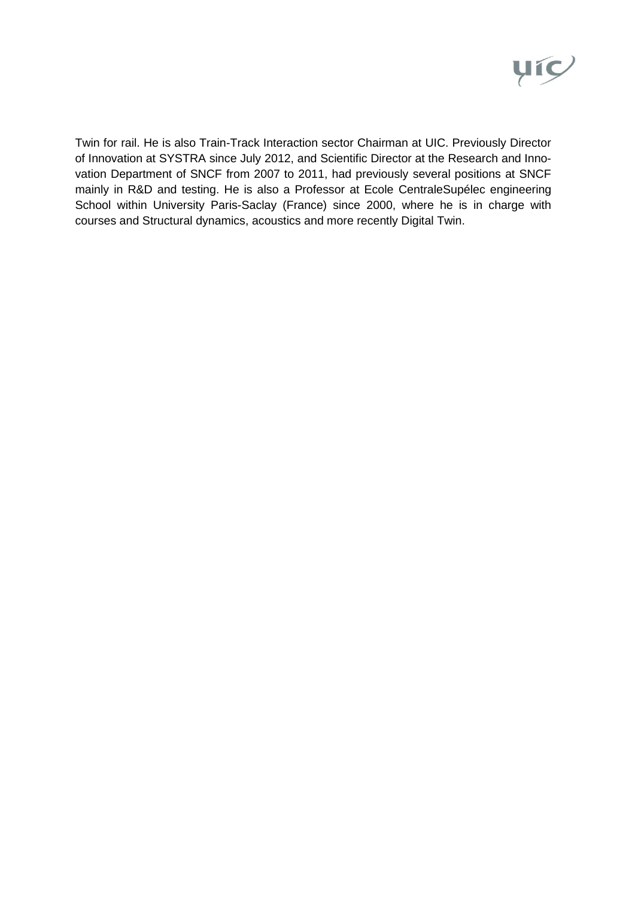Twin for rail. He is also Train-Track Interaction sector Chairman at UIC. Previously Director of Innovation at SYSTRA since July 2012, and Scientific Director at the Research and Innovation Department of SNCF from 2007 to 2011, had previously several positions at SNCF mainly in R&D and testing. He is also a Professor at Ecole CentraleSupélec engineering School within University Paris-Saclay (France) since 2000, where he is in charge with courses and Structural dynamics, acoustics and more recently Digital Twin.